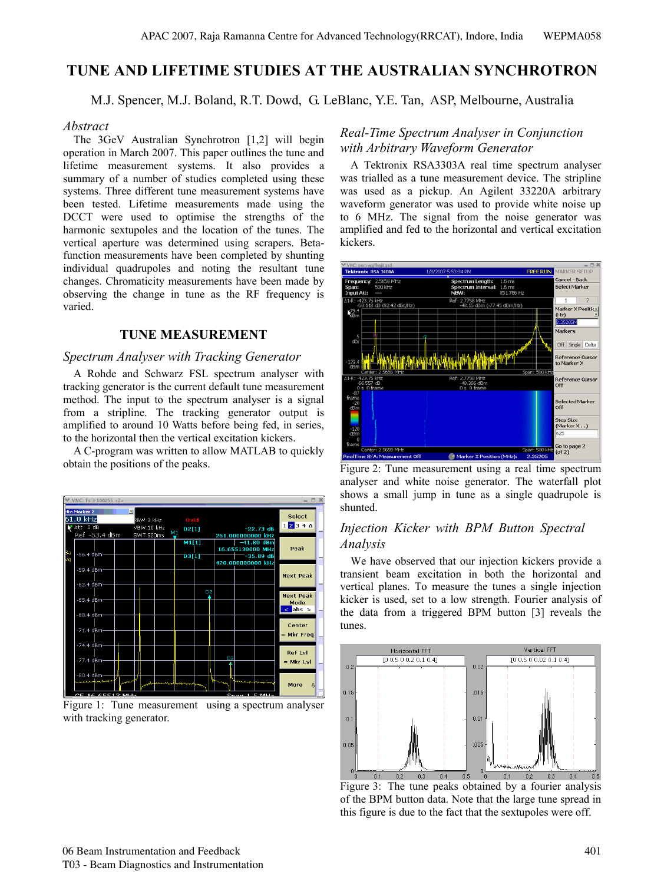# TUNE AND LIFETIME STUDIES AT THE AUSTRALIAN SYNCHROTRON

M.J. Spencer, M.J. Boland, R.T. Dowd, G. LeBlanc, Y.E. Tan, ASP, Melbourne, Australia

## *Abstract*

The 3GeV Australian Synchrotron [1,2] will begin operation in March 2007. This paper outlines the tune and lifetime measurement systems. It also provides a summary of a number of studies completed using these systems. Three different tune measurement systems have been tested. Lifetime measurements made using the DCCT were used to optimise the strengths of the harmonic sextupoles and the location of the tunes. The vertical aperture was determined using scrapers. Beta-function measurements have been completed by shunting individual quadrupoles and noting the resultant tune changes. Chromaticity measurements have been made by observing the change in tune as the RF frequency is varied.

## TUNE MEASUREMENT

### *Spectrum Analyser with Tracking Generator*

A Rohde and Schwarz FSL spectrum analyser with tracking generator is the current default tune measurement method. The input to the spectrum analyser is a signal from a stripline. The tracking generator output is amplified to around 10 Watts before being fed, in series, to the horizontal then the vertical excitation kickers.

A C-program was written to allow MATLAB to quickly obtain the positions of the peaks.

Figure 1: Tune measurement using a spectrum analyser with tracking generator.

### *Real-Time Spectrum Analyser in Conjunction with Arbitrary Waveform Generator*

A Tektronix RSA3303A real time spectrum analyser was trialled as a tune measurement device. The stripline was used as a pickup. An Agilent 33220A arbitrary waveform generator was used to provide white noise up to 6 MHz. The signal from the noise generator was amplified and fed to the horizontal and vertical excitation kickers.

Figure 2: Tune measurement using a real time spectrum analyser and white noise generator. The waterfall plot shows a small jump in tune as a single quadrupole is shunted.

### *Injection Kicker with BPM Button Spectral Analysis*

We have observed that our injection kickers provide a transient beam excitation in both the horizontal and vertical planes. To measure the tunes a single injection kicker is used, set to a low strength. Fourier analysis of the data from a triggered BPM button [3] reveals the tunes.

Figure 3: The tune peaks obtained by a fourier analysis of the BPM button data. Note that the large tune spread in this figure is due to the fact that the sextupoles were off.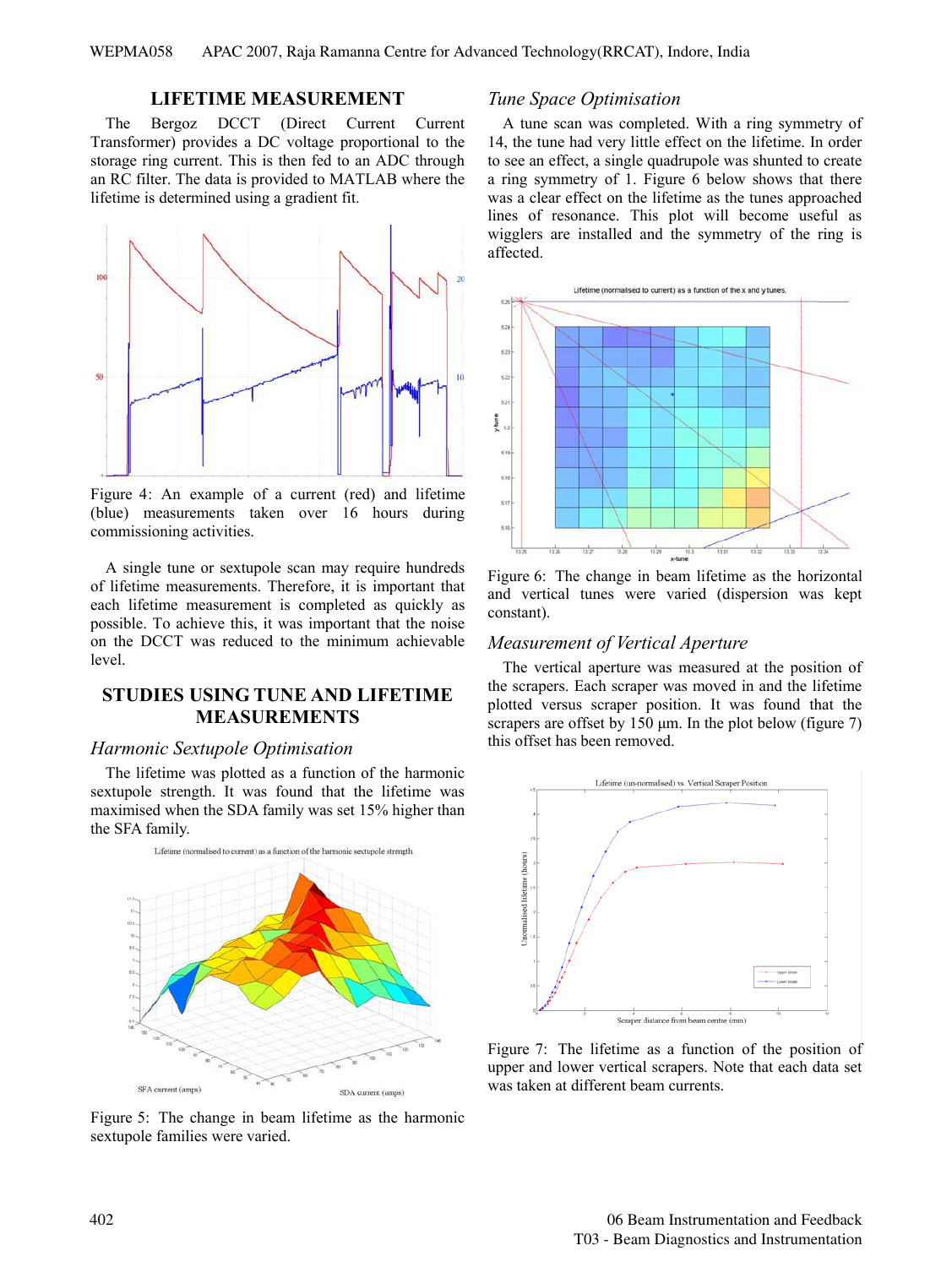## LIFETIME MEASUREMENT

The Bergoz DCCT (Direct Current Current Transformer) provides a DC voltage proportional to the storage ring current. This is then fed to an ADC through an RC filter. The data is provided to MATLAB where the lifetime is determined using a gradient fit.

Figure 4: An example of a current (red) and lifetime (blue) measurements taken over 16 hours during commissioning activities.

A single tune or sextupole scan may require hundreds of lifetime measurements. Therefore, it is important that each lifetime measurement is completed as quickly as possible. To achieve this, it was important that the noise on the DCCT was reduced to the minimum achievable level.

## STUDIES USING TUNE AND LIFETIME MEASUREMENTS

### *Harmonic Sextupole Optimisation*

The lifetime was plotted as a function of the harmonic sextupole strength. It was found that the lifetime was maximised when the SDA family was set 15% higher than the SFA family.

Figure 5: The change in beam lifetime as the harmonic sextupole families were varied.

### *Tune Space Optimisation*

A tune scan was completed. With a ring symmetry of 14, the tune had very little effect on the lifetime. In order to see an effect, a single quadrupole was shunted to create a ring symmetry of 1. Figure 6 below shows that there was a clear effect on the lifetime as the tunes approached lines of resonance. This plot will become useful as wigglers are installed and the symmetry of the ring is affected.

Figure 6: The change in beam lifetime as the horizontal and vertical tunes were varied (dispersion was kept constant).

### *Measurement of Vertical Aperture*

The vertical aperture was measured at the position of the scrapers. Each scraper was moved in and the lifetime plotted versus scraper position. It was found that the scrapers are offset by 150 μm. In the plot below (figure 7) this offset has been removed.

Figure 7: The lifetime as a function of the position of upper and lower vertical scrapers. Note that each data set was taken at different beam currents.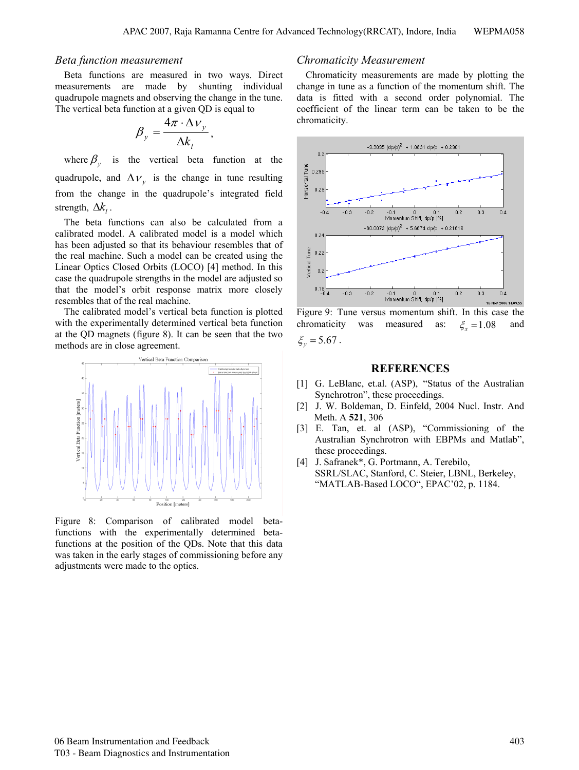### *Beta function measurement*

Beta functions are measured in two ways. Direct measurements are made by shunting individual quadrupole magnets and observing the change in the tune. The vertical beta function at a given QD is equal to

$$\beta_y = \frac{4\pi \cdot \Delta\nu_y}{\Delta k_l},$$

where $\beta_y$ is the vertical beta function at the quadrupole, and $\Delta\nu_y$ is the change in tune resulting from the change in the quadrupole's integrated field strength, $\Delta k_l$.

The beta functions can also be calculated from a calibrated model. A calibrated model is a model which has been adjusted so that its behaviour resembles that of the real machine. Such a model can be created using the Linear Optics Closed Orbits (LOCO) [4] method. In this case the quadrupole strengths in the model are adjusted so that the model's orbit response matrix more closely resembles that of the real machine.

The calibrated model's vertical beta function is plotted with the experimentally determined vertical beta function at the QD magnets (figure 8). It can be seen that the two methods are in close agreement.

Vertical Beta Function Comparison

Calibrated model beta function

Beta function measured by QD shunt

Vertical Beta Function [meters]

Position [meters]

Figure 8: Comparison of calibrated model beta-functions with the experimentally determined beta-functions at the position of the QDs. Note that this data was taken in the early stages of commissioning before any adjustments were made to the optics.

### *Chromaticity Measurement*

Chromaticity measurements are made by plotting the change in tune as a function of the momentum shift. The data is fitted with a second order polynomial. The coefficient of the linear term can be taken to be the chromaticity.

-9.3095 (dp/p)$^2$ + 1.0631 dp/p + 0.2901

Horizontal Tune

Momentum Shift, dp/p [%]

-80.0072 (dp/p)$^2$ + 5.6674 dp/p + 0.21616

Vertical Tune

Momentum Shift, dp/p [%]

15 Nov 2006 14:09:55

Figure 9: Tune versus momentum shift. In this case the chromaticity was measured as: $\xi_x = 1.08$ and $\xi_y = 5.67$.

## REFERENCES

[1] G. LeBlanc, et.al. (ASP), "Status of the Australian Synchrotron", these proceedings.

[2] J. W. Boldeman, D. Einfeld, 2004 Nucl. Instr. And Meth. A **521**, 306

[3] E. Tan, et. al (ASP), "Commissioning of the Australian Synchrotron with EBPMs and Matlab", these proceedings.

[4] J. Safranek*, G. Portmann, A. Terebilo, SSRL/SLAC, Stanford, C. Steier, LBNL, Berkeley, "MATLAB-Based LOCO", EPAC'02, p. 1184.